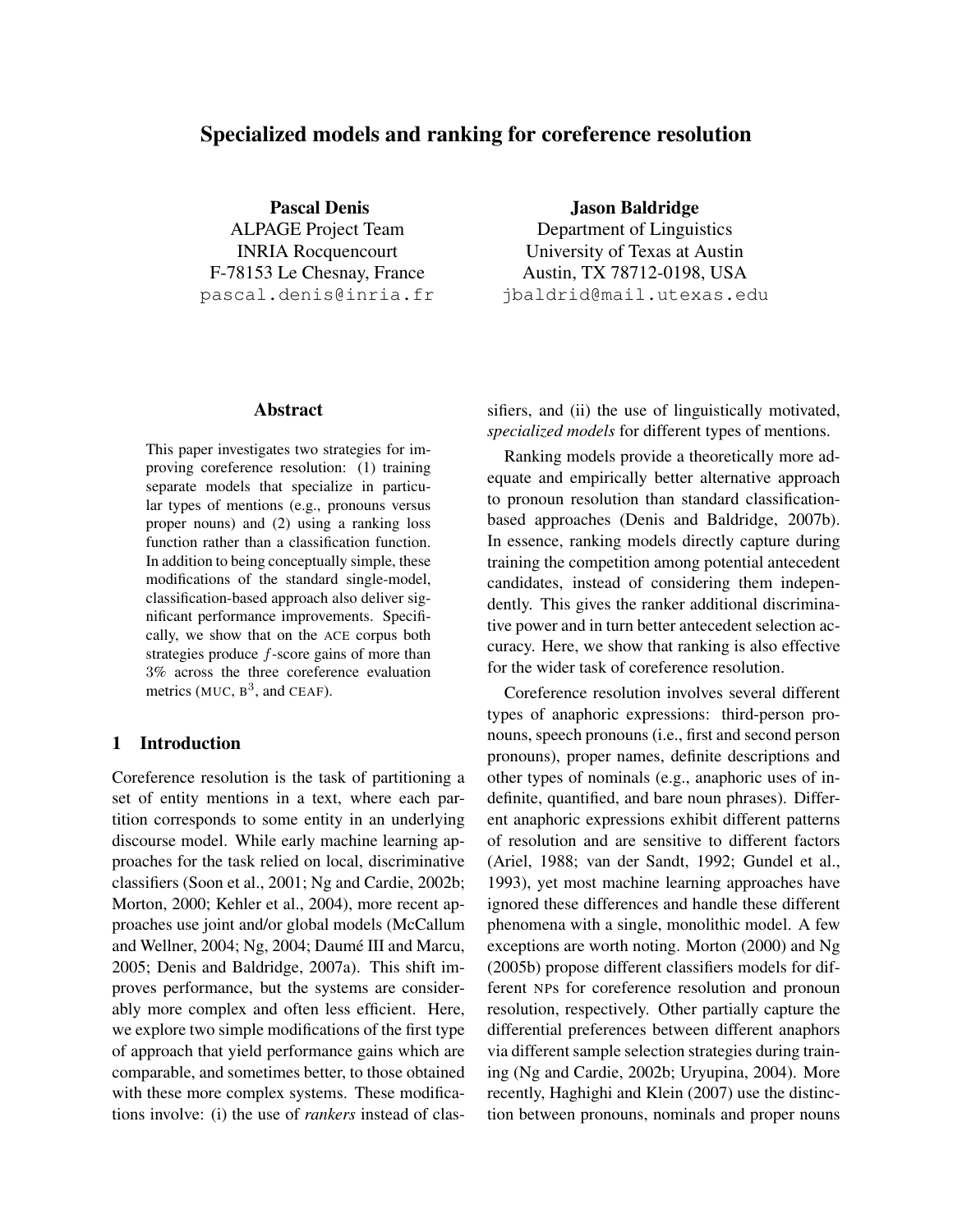# Specialized models and ranking for coreference resolution

**Pascal Denis**
ALPAGE Project Team
INRIA Rocquencourt
F-78153 Le Chesnay, France
pascal.denis@inria.fr

**Jason Baldridge**
Department of Linguistics
University of Texas at Austin
Austin, TX 78712-0198, USA
jbaldrid@mail.utexas.edu

## Abstract

This paper investigates two strategies for improving coreference resolution: (1) training separate models that specialize in particular types of mentions (e.g., pronouns versus proper nouns) and (2) using a ranking loss function rather than a classification function. In addition to being conceptually simple, these modifications of the standard single-model, classification-based approach also deliver significant performance improvements. Specifically, we show that on the ACE corpus both strategies produce $f$-score gains of more than 3% across the three coreference evaluation metrics (MUC, $\text{B}^3$, and CEAF).

## 1 Introduction

Coreference resolution is the task of partitioning a set of entity mentions in a text, where each partition corresponds to some entity in an underlying discourse model. While early machine learning approaches for the task relied on local, discriminative classifiers (Soon et al., 2001; Ng and Cardie, 2002b; Morton, 2000; Kehler et al., 2004), more recent approaches use joint and/or global models (McCallum and Wellner, 2004; Ng, 2004; Daumé III and Marcu, 2005; Denis and Baldridge, 2007a). This shift improves performance, but the systems are considerably more complex and often less efficient. Here, we explore two simple modifications of the first type of approach that yield performance gains which are comparable, and sometimes better, to those obtained with these more complex systems. These modifications involve: (i) the use of *rankers* instead of classifiers, and (ii) the use of linguistically motivated, *specialized models* for different types of mentions.

Ranking models provide a theoretically more adequate and empirically better alternative approach to pronoun resolution than standard classification-based approaches (Denis and Baldridge, 2007b). In essence, ranking models directly capture during training the competition among potential antecedent candidates, instead of considering them independently. This gives the ranker additional discriminative power and in turn better antecedent selection accuracy. Here, we show that ranking is also effective for the wider task of coreference resolution.

Coreference resolution involves several different types of anaphoric expressions: third-person pronouns, speech pronouns (i.e., first and second person pronouns), proper names, definite descriptions and other types of nominals (e.g., anaphoric uses of indefinite, quantified, and bare noun phrases). Different anaphoric expressions exhibit different patterns of resolution and are sensitive to different factors (Ariel, 1988; van der Sandt, 1992; Gundel et al., 1993), yet most machine learning approaches have ignored these differences and handle these different phenomena with a single, monolithic model. A few exceptions are worth noting. Morton (2000) and Ng (2005b) propose different classifiers models for different NPs for coreference resolution and pronoun resolution, respectively. Other partially capture the differential preferences between different anaphors via different sample selection strategies during training (Ng and Cardie, 2002b; Uryupina, 2004). More recently, Haghighi and Klein (2007) use the distinction between pronouns, nominals and proper nouns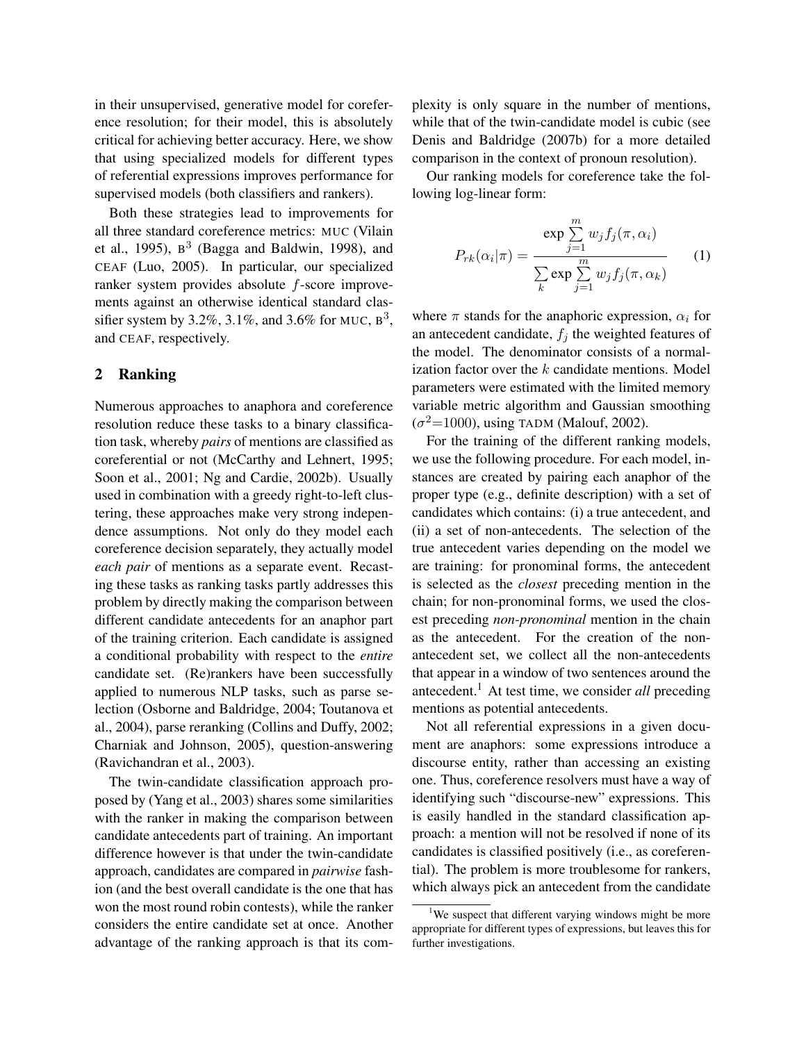in their unsupervised, generative model for coreference resolution; for their model, this is absolutely critical for achieving better accuracy. Here, we show that using specialized models for different types of referential expressions improves performance for supervised models (both classifiers and rankers).

Both these strategies lead to improvements for all three standard coreference metrics: MUC (Vilain et al., 1995), $B^3$ (Bagga and Baldwin, 1998), and CEAF (Luo, 2005). In particular, our specialized ranker system provides absolute $f$-score improvements against an otherwise identical standard classifier system by 3.2%, 3.1%, and 3.6% for MUC, $B^3$, and CEAF, respectively.

## 2 Ranking

Numerous approaches to anaphora and coreference resolution reduce these tasks to a binary classification task, whereby *pairs* of mentions are classified as coreferential or not (McCarthy and Lehnert, 1995; Soon et al., 2001; Ng and Cardie, 2002b). Usually used in combination with a greedy right-to-left clustering, these approaches make very strong independence assumptions. Not only do they model each coreference decision separately, they actually model *each pair* of mentions as a separate event. Recasting these tasks as ranking tasks partly addresses this problem by directly making the comparison between different candidate antecedents for an anaphor part of the training criterion. Each candidate is assigned a conditional probability with respect to the *entire* candidate set. (Re)rankers have been successfully applied to numerous NLP tasks, such as parse selection (Osborne and Baldridge, 2004; Toutanova et al., 2004), parse reranking (Collins and Duffy, 2002; Charniak and Johnson, 2005), question-answering (Ravichandran et al., 2003).

The twin-candidate classification approach proposed by (Yang et al., 2003) shares some similarities with the ranker in making the comparison between candidate antecedents part of training. An important difference however is that under the twin-candidate approach, candidates are compared in *pairwise* fashion (and the best overall candidate is the one that has won the most round robin contests), while the ranker considers the entire candidate set at once. Another advantage of the ranking approach is that its complexity is only square in the number of mentions, while that of the twin-candidate model is cubic (see Denis and Baldridge (2007b) for a more detailed comparison in the context of pronoun resolution).

Our ranking models for coreference take the following log-linear form:

$$P_{rk}(\alpha_i|\pi) = \frac{\exp \sum_{j=1}^{m} w_j f_j(\pi, \alpha_i)}{\sum_{k} \exp \sum_{j=1}^{m} w_j f_j(\pi, \alpha_k)} \qquad (1)$$

where $\pi$ stands for the anaphoric expression, $\alpha_i$ for an antecedent candidate, $f_j$ the weighted features of the model. The denominator consists of a normalization factor over the $k$ candidate mentions. Model parameters were estimated with the limited memory variable metric algorithm and Gaussian smoothing ($\sigma^2$=1000), using TADM (Malouf, 2002).

For the training of the different ranking models, we use the following procedure. For each model, instances are created by pairing each anaphor of the proper type (e.g., definite description) with a set of candidates which contains: (i) a true antecedent, and (ii) a set of non-antecedents. The selection of the true antecedent varies depending on the model we are training: for pronominal forms, the antecedent is selected as the *closest* preceding mention in the chain; for non-pronominal forms, we used the closest preceding *non-pronominal* mention in the chain as the antecedent. For the creation of the non-antecedent set, we collect all the non-antecedents that appear in a window of two sentences around the antecedent.[1] At test time, we consider *all* preceding mentions as potential antecedents.

Not all referential expressions in a given document are anaphors: some expressions introduce a discourse entity, rather than accessing an existing one. Thus, coreference resolvers must have a way of identifying such "discourse-new" expressions. This is easily handled in the standard classification approach: a mention will not be resolved if none of its candidates is classified positively (i.e., as coreferential). The problem is more troublesome for rankers, which always pick an antecedent from the candidate

[1] We suspect that different varying windows might be more appropriate for different types of expressions, but leaves this for further investigations.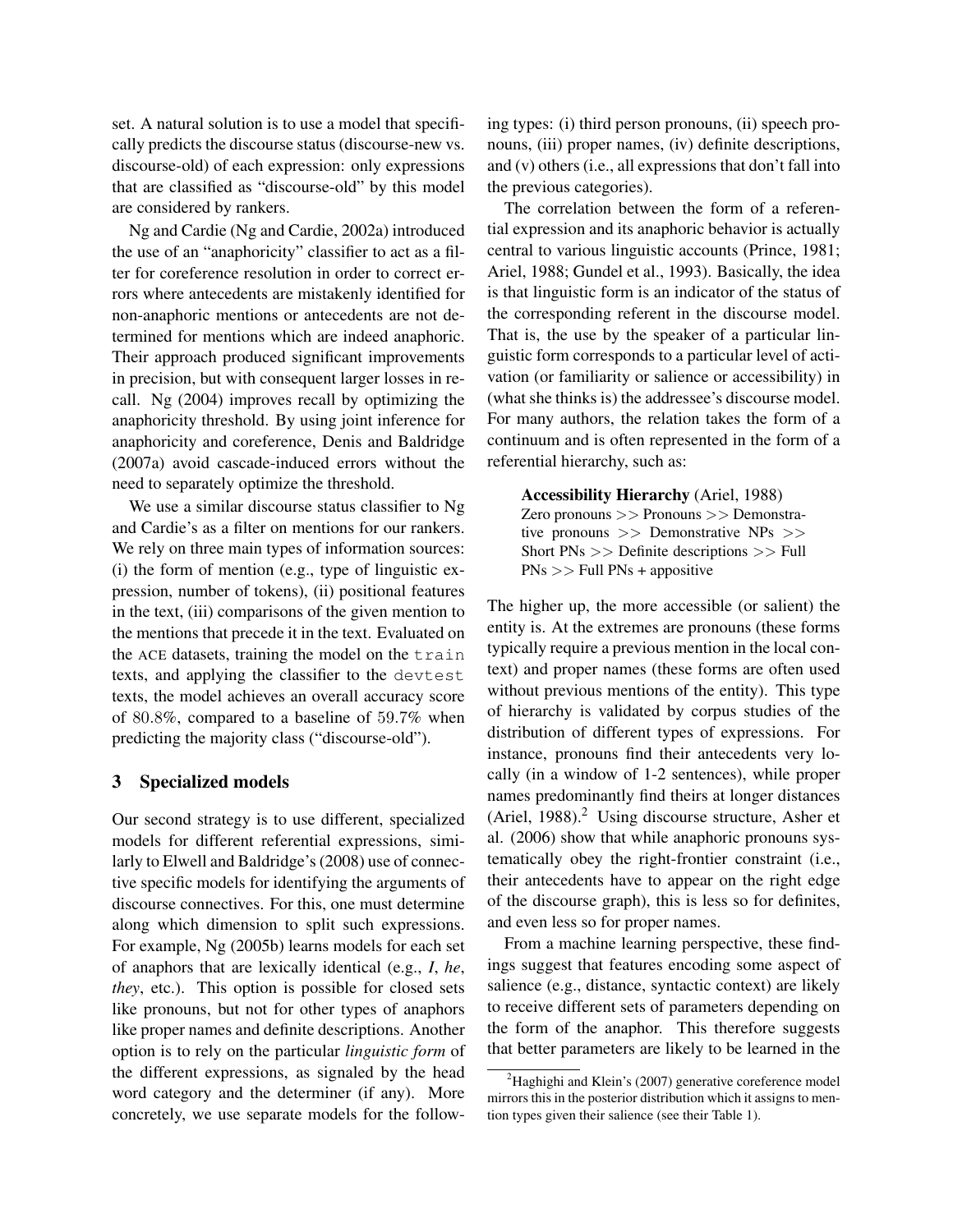set. A natural solution is to use a model that specifically predicts the discourse status (discourse-new vs. discourse-old) of each expression: only expressions that are classified as "discourse-old" by this model are considered by rankers.

Ng and Cardie (Ng and Cardie, 2002a) introduced the use of an "anaphoricity" classifier to act as a filter for coreference resolution in order to correct errors where antecedents are mistakenly identified for non-anaphoric mentions or antecedents are not determined for mentions which are indeed anaphoric. Their approach produced significant improvements in precision, but with consequent larger losses in recall. Ng (2004) improves recall by optimizing the anaphoricity threshold. By using joint inference for anaphoricity and coreference, Denis and Baldridge (2007a) avoid cascade-induced errors without the need to separately optimize the threshold.

We use a similar discourse status classifier to Ng and Cardie's as a filter on mentions for our rankers. We rely on three main types of information sources: (i) the form of mention (e.g., type of linguistic expression, number of tokens), (ii) positional features in the text, (iii) comparisons of the given mention to the mentions that precede it in the text. Evaluated on the ACE datasets, training the model on the `train` texts, and applying the classifier to the `devtest` texts, the model achieves an overall accuracy score of 80.8%, compared to a baseline of 59.7% when predicting the majority class ("discourse-old").

## 3 Specialized models

Our second strategy is to use different, specialized models for different referential expressions, similarly to Elwell and Baldridge's (2008) use of connective specific models for identifying the arguments of discourse connectives. For this, one must determine along which dimension to split such expressions. For example, Ng (2005b) learns models for each set of anaphors that are lexically identical (e.g., *I*, *he*, *they*, etc.). This option is possible for closed sets like pronouns, but not for other types of anaphors like proper names and definite descriptions. Another option is to rely on the particular *linguistic form* of the different expressions, as signaled by the head word category and the determiner (if any). More concretely, we use separate models for the following types: (i) third person pronouns, (ii) speech pronouns, (iii) proper names, (iv) definite descriptions, and (v) others (i.e., all expressions that don't fall into the previous categories).

The correlation between the form of a referential expression and its anaphoric behavior is actually central to various linguistic accounts (Prince, 1981; Ariel, 1988; Gundel et al., 1993). Basically, the idea is that linguistic form is an indicator of the status of the corresponding referent in the discourse model. That is, the use by the speaker of a particular linguistic form corresponds to a particular level of activation (or familiarity or salience or accessibility) in (what she thinks is) the addressee's discourse model. For many authors, the relation takes the form of a continuum and is often represented in the form of a referential hierarchy, such as:

> **Accessibility Hierarchy** (Ariel, 1988)
> Zero pronouns >> Pronouns >> Demonstrative pronouns >> Demonstrative NPs >> Short PNs >> Definite descriptions >> Full PNs >> Full PNs + appositive

The higher up, the more accessible (or salient) the entity is. At the extremes are pronouns (these forms typically require a previous mention in the local context) and proper names (these forms are often used without previous mentions of the entity). This type of hierarchy is validated by corpus studies of the distribution of different types of expressions. For instance, pronouns find their antecedents very locally (in a window of 1-2 sentences), while proper names predominantly find theirs at longer distances (Ariel, 1988).[2] Using discourse structure, Asher et al. (2006) show that while anaphoric pronouns systematically obey the right-frontier constraint (i.e., their antecedents have to appear on the right edge of the discourse graph), this is less so for definites, and even less so for proper names.

From a machine learning perspective, these findings suggest that features encoding some aspect of salience (e.g., distance, syntactic context) are likely to receive different sets of parameters depending on the form of the anaphor. This therefore suggests that better parameters are likely to be learned in the

[2] Haghighi and Klein's (2007) generative coreference model mirrors this in the posterior distribution which it assigns to mention types given their salience (see their Table 1).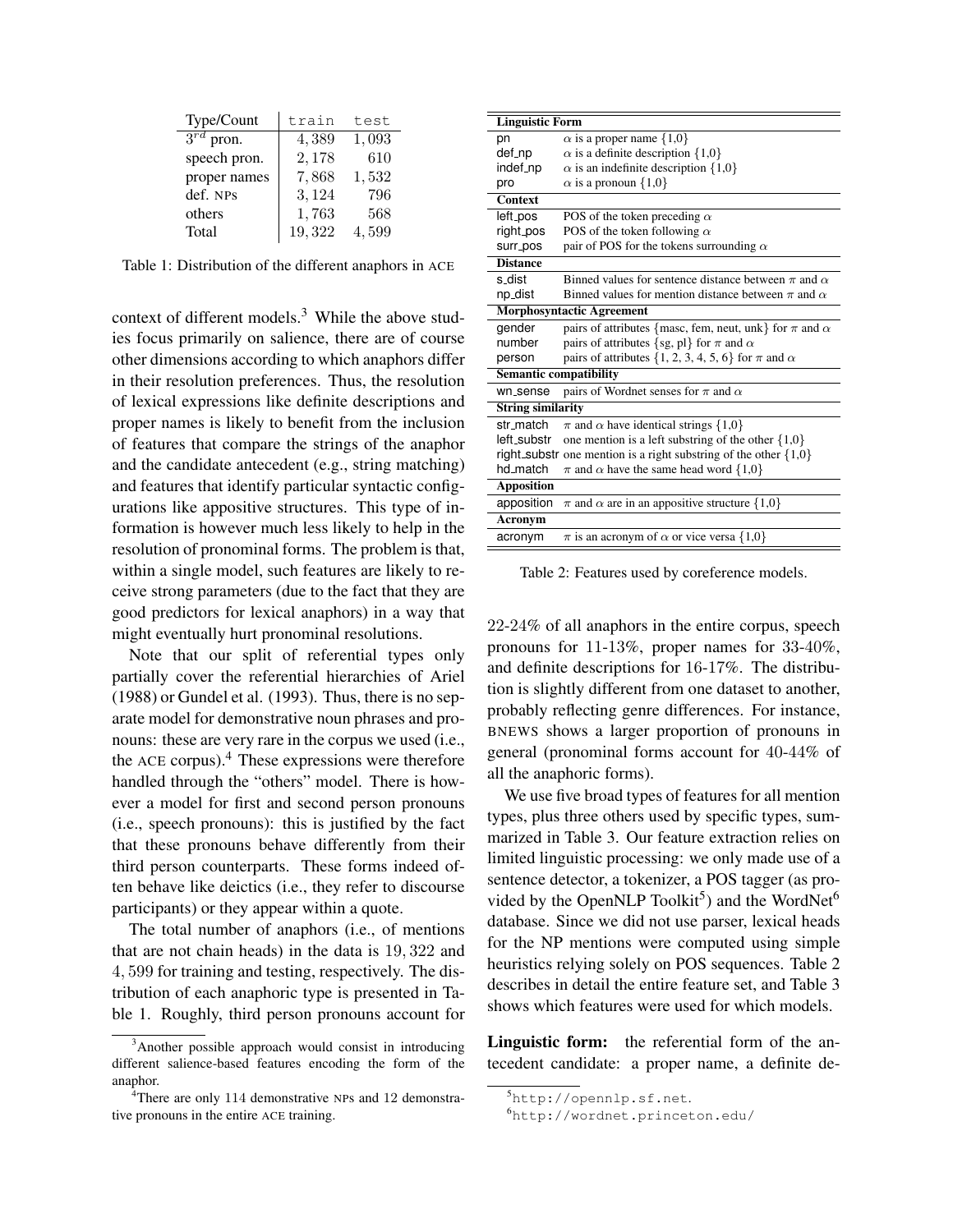| Type/Count | train | test |
|---|---|---|
| $3^{rd}$ pron. | 4,389 | 1,093 |
| speech pron. | 2,178 | 610 |
| proper names | 7,868 | 1,532 |
| def. NPs | 3,124 | 796 |
| others | 1,763 | 568 |
| Total | 19,322 | 4,599 |

Table 1: Distribution of the different anaphors in ACE

context of different models.[3] While the above studies focus primarily on salience, there are of course other dimensions according to which anaphors differ in their resolution preferences. Thus, the resolution of lexical expressions like definite descriptions and proper names is likely to benefit from the inclusion of features that compare the strings of the anaphor and the candidate antecedent (e.g., string matching) and features that identify particular syntactic configurations like appositive structures. This type of information is however much less likely to help in the resolution of pronominal forms. The problem is that, within a single model, such features are likely to receive strong parameters (due to the fact that they are good predictors for lexical anaphors) in a way that might eventually hurt pronominal resolutions.

Note that our split of referential types only partially cover the referential hierarchies of Ariel (1988) or Gundel et al. (1993). Thus, there is no separate model for demonstrative noun phrases and pronouns: these are very rare in the corpus we used (i.e., the ACE corpus).[4] These expressions were therefore handled through the "others" model. There is however a model for first and second person pronouns (i.e., speech pronouns): this is justified by the fact that these pronouns behave differently from their third person counterparts. These forms indeed often behave like deictics (i.e., they refer to discourse participants) or they appear within a quote.

The total number of anaphors (i.e., of mentions that are not chain heads) in the data is 19,322 and 4,599 for training and testing, respectively. The distribution of each anaphoric type is presented in Table 1. Roughly, third person pronouns account for 22-24% of all anaphors in the entire corpus, speech pronouns for 11-13%, proper names for 33-40%, and definite descriptions for 16-17%. The distribution is slightly different from one dataset to another, probably reflecting genre differences. For instance, BNEWS shows a larger proportion of pronouns in general (pronominal forms account for 40-44% of all the anaphoric forms).

[3]Another possible approach would consist in introducing different salience-based features encoding the form of the anaphor.

[4]There are only 114 demonstrative NPs and 12 demonstrative pronouns in the entire ACE training.

| Feature | Description |
|---|---|
| **Linguistic Form** | |
| pn | $\alpha$ is a proper name {1,0} |
| def_np | $\alpha$ is a definite description {1,0} |
| indef_np | $\alpha$ is an indefinite description {1,0} |
| pro | $\alpha$ is a pronoun {1,0} |
| **Context** | |
| left_pos | POS of the token preceding $\alpha$ |
| right_pos | POS of the token following $\alpha$ |
| surr_pos | pair of POS for the tokens surrounding $\alpha$ |
| **Distance** | |
| s_dist | Binned values for sentence distance between $\pi$ and $\alpha$ |
| np_dist | Binned values for mention distance between $\pi$ and $\alpha$ |
| **Morphosyntactic Agreement** | |
| gender | pairs of attributes {masc, fem, neut, unk} for $\pi$ and $\alpha$ |
| number | pairs of attributes {sg, pl} for $\pi$ and $\alpha$ |
| person | pairs of attributes {1, 2, 3, 4, 5, 6} for $\pi$ and $\alpha$ |
| **Semantic compatibility** | |
| wn_sense | pairs of Wordnet senses for $\pi$ and $\alpha$ |
| **String similarity** | |
| str_match | $\pi$ and $\alpha$ have identical strings {1,0} |
| left_substr | one mention is a left substring of the other {1,0} |
| right_substr | one mention is a right substring of the other {1,0} |
| hd_match | $\pi$ and $\alpha$ have the same head word {1,0} |
| **Apposition** | |
| apposition | $\pi$ and $\alpha$ are in an appositive structure {1,0} |
| **Acronym** | |
| acronym | $\pi$ is an acronym of $\alpha$ or vice versa {1,0} |

Table 2: Features used by coreference models.

We use five broad types of features for all mention types, plus three others used by specific types, summarized in Table 3. Our feature extraction relies on limited linguistic processing: we only made use of a sentence detector, a tokenizer, a POS tagger (as provided by the OpenNLP Toolkit[5]) and the WordNet[6] database. Since we did not use parser, lexical heads for the NP mentions were computed using simple heuristics relying solely on POS sequences. Table 2 describes in detail the entire feature set, and Table 3 shows which features were used for which models.

**Linguistic form:** the referential form of the antecedent candidate: a proper name, a definite de-

[5]http://opennlp.sf.net.

[6]http://wordnet.princeton.edu/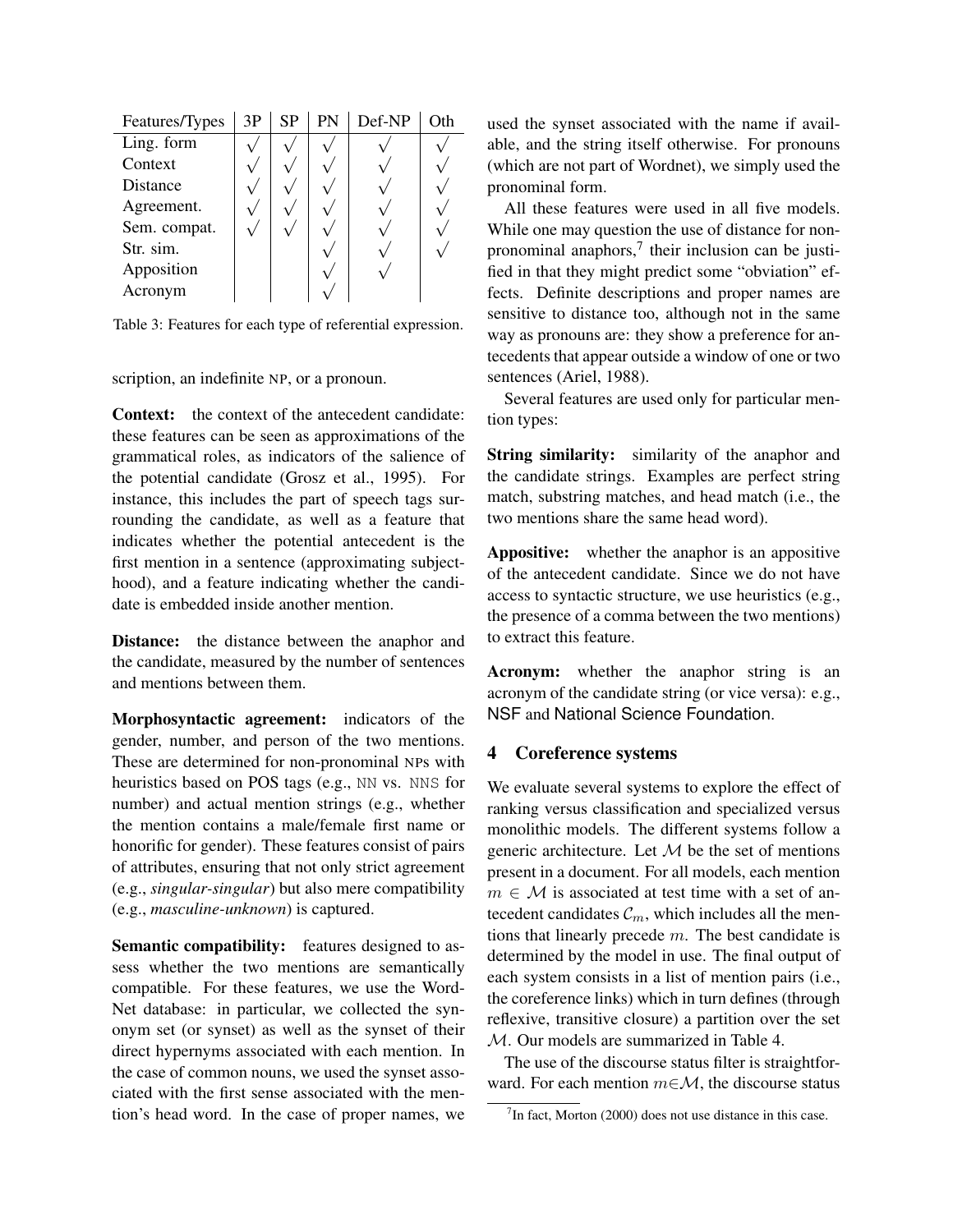| Features/Types | 3P | SP | PN | Def-NP | Oth |
|---|---|---|---|---|---|
| Ling. form | √ | √ | √ | √ | √ |
| Context | √ | √ | √ | √ | √ |
| Distance | √ | √ | √ | √ | √ |
| Agreement. | √ | √ | √ | √ | √ |
| Sem. compat. | √ | √ | √ | √ | √ |
| Str. sim. | | | √ | √ | √ |
| Apposition | | | √ | √ | |
| Acronym | | | √ | | |

Table 3: Features for each type of referential expression.

scription, an indefinite NP, or a pronoun.

**Context:** the context of the antecedent candidate: these features can be seen as approximations of the grammatical roles, as indicators of the salience of the potential candidate (Grosz et al., 1995). For instance, this includes the part of speech tags surrounding the candidate, as well as a feature that indicates whether the potential antecedent is the first mention in a sentence (approximating subjecthood), and a feature indicating whether the candidate is embedded inside another mention.

**Distance:** the distance between the anaphor and the candidate, measured by the number of sentences and mentions between them.

**Morphosyntactic agreement:** indicators of the gender, number, and person of the two mentions. These are determined for non-pronominal NPs with heuristics based on POS tags (e.g., NN vs. NNS for number) and actual mention strings (e.g., whether the mention contains a male/female first name or honorific for gender). These features consist of pairs of attributes, ensuring that not only strict agreement (e.g., *singular-singular*) but also mere compatibility (e.g., *masculine-unknown*) is captured.

**Semantic compatibility:** features designed to assess whether the two mentions are semantically compatible. For these features, we use the WordNet database: in particular, we collected the synonym set (or synset) as well as the synset of their direct hypernyms associated with each mention. In the case of common nouns, we used the synset associated with the first sense associated with the mention's head word. In the case of proper names, we used the synset associated with the name if available, and the string itself otherwise. For pronouns (which are not part of Wordnet), we simply used the pronominal form.

All these features were used in all five models. While one may question the use of distance for non-pronominal anaphors,[7] their inclusion can be justified in that they might predict some "obviation" effects. Definite descriptions and proper names are sensitive to distance too, although not in the same way as pronouns are: they show a preference for antecedents that appear outside a window of one or two sentences (Ariel, 1988).

Several features are used only for particular mention types:

**String similarity:** similarity of the anaphor and the candidate strings. Examples are perfect string match, substring matches, and head match (i.e., the two mentions share the same head word).

**Appositive:** whether the anaphor is an appositive of the antecedent candidate. Since we do not have access to syntactic structure, we use heuristics (e.g., the presence of a comma between the two mentions) to extract this feature.

**Acronym:** whether the anaphor string is an acronym of the candidate string (or vice versa): e.g., NSF and National Science Foundation.

## 4 Coreference systems

We evaluate several systems to explore the effect of ranking versus classification and specialized versus monolithic models. The different systems follow a generic architecture. Let $\mathcal{M}$ be the set of mentions present in a document. For all models, each mention $m \in \mathcal{M}$ is associated at test time with a set of antecedent candidates $\mathcal{C}_m$, which includes all the mentions that linearly precede $m$. The best candidate is determined by the model in use. The final output of each system consists in a list of mention pairs (i.e., the coreference links) which in turn defines (through reflexive, transitive closure) a partition over the set $\mathcal{M}$. Our models are summarized in Table 4.

The use of the discourse status filter is straightforward. For each mention $m \in \mathcal{M}$, the discourse status

[7] In fact, Morton (2000) does not use distance in this case.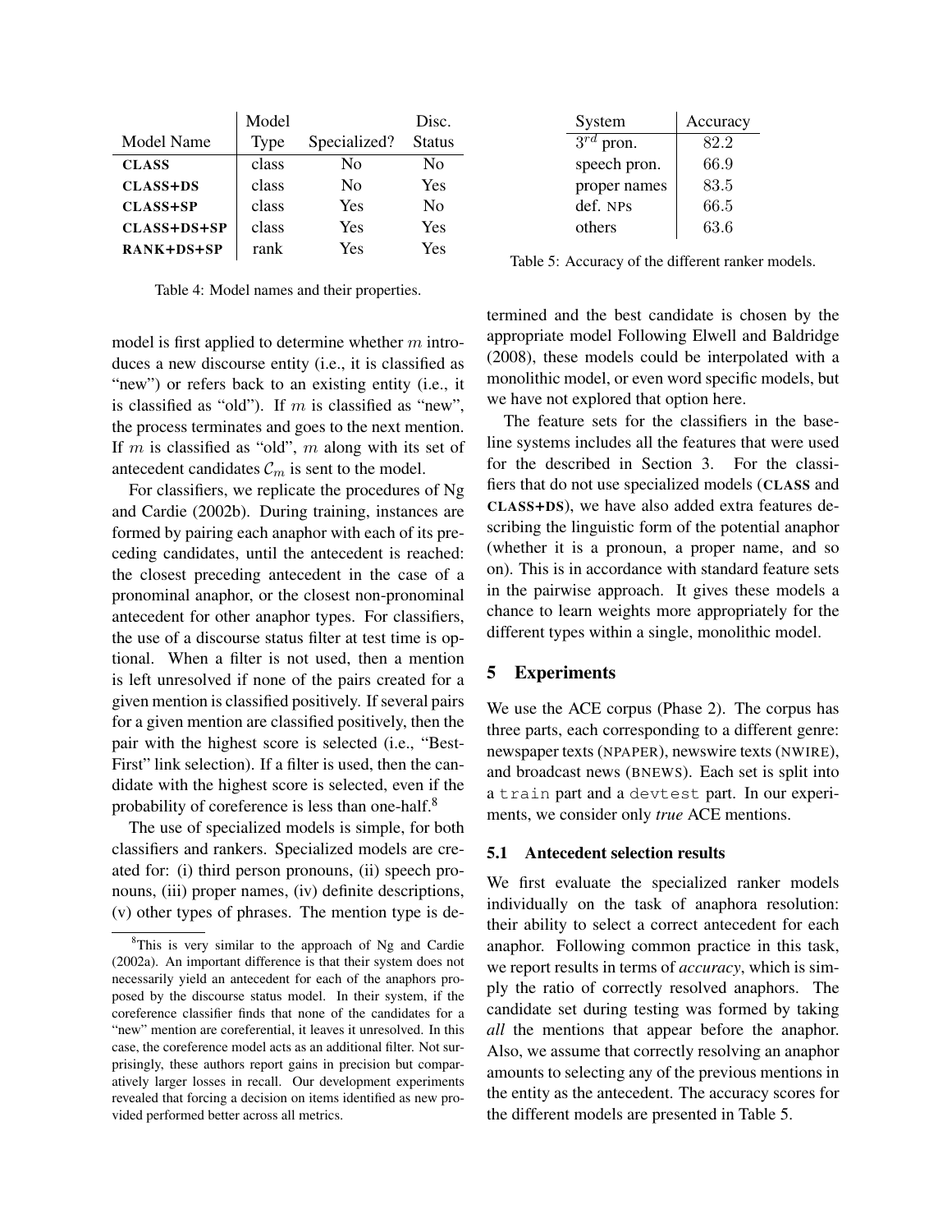| Model Name | Model Type | Specialized? | Disc. Status |
|---|---|---|---|
| **CLASS** | class | No | No |
| **CLASS+DS** | class | No | Yes |
| **CLASS+SP** | class | Yes | No |
| **CLASS+DS+SP** | class | Yes | Yes |
| **RANK+DS+SP** | rank | Yes | Yes |

Table 4: Model names and their properties.

model is first applied to determine whether $m$ introduces a new discourse entity (i.e., it is classified as "new") or refers back to an existing entity (i.e., it is classified as "old"). If $m$ is classified as "new", the process terminates and goes to the next mention. If $m$ is classified as "old", $m$ along with its set of antecedent candidates $\mathcal{C}_m$ is sent to the model.

For classifiers, we replicate the procedures of Ng and Cardie (2002b). During training, instances are formed by pairing each anaphor with each of its preceding candidates, until the antecedent is reached: the closest preceding antecedent in the case of a pronominal anaphor, or the closest non-pronominal antecedent for other anaphor types. For classifiers, the use of a discourse status filter at test time is optional. When a filter is not used, then a mention is left unresolved if none of the pairs created for a given mention is classified positively. If several pairs for a given mention are classified positively, then the pair with the highest score is selected (i.e., "Best-First" link selection). If a filter is used, then the candidate with the highest score is selected, even if the probability of coreference is less than one-half.[8]

The use of specialized models is simple, for both classifiers and rankers. Specialized models are created for: (i) third person pronouns, (ii) speech pronouns, (iii) proper names, (iv) definite descriptions, (v) other types of phrases. The mention type is determined and the best candidate is chosen by the appropriate model Following Elwell and Baldridge (2008), these models could be interpolated with a monolithic model, or even word specific models, but we have not explored that option here.

The feature sets for the classifiers in the baseline systems includes all the features that were used for the described in Section 3. For the classifiers that do not use specialized models (**CLASS** and **CLASS+DS**), we have also added extra features describing the linguistic form of the potential anaphor (whether it is a pronoun, a proper name, and so on). This is in accordance with standard feature sets in the pairwise approach. It gives these models a chance to learn weights more appropriately for the different types within a single, monolithic model.

[8] This is very similar to the approach of Ng and Cardie (2002a). An important difference is that their system does not necessarily yield an antecedent for each of the anaphors proposed by the discourse status model. In their system, if the coreference classifier finds that none of the candidates for a "new" mention are coreferential, it leaves it unresolved. In this case, the coreference model acts as an additional filter. Not surprisingly, these authors report gains in precision but comparatively larger losses in recall. Our development experiments revealed that forcing a decision on items identified as new provided performed better across all metrics.

| System | Accuracy |
|---|---|
| $3^{rd}$ pron. | 82.2 |
| speech pron. | 66.9 |
| proper names | 83.5 |
| def. NPs | 66.5 |
| others | 63.6 |

Table 5: Accuracy of the different ranker models.

## 5 Experiments

We use the ACE corpus (Phase 2). The corpus has three parts, each corresponding to a different genre: newspaper texts (NPAPER), newswire texts (NWIRE), and broadcast news (BNEWS). Each set is split into a `train` part and a `devtest` part. In our experiments, we consider only *true* ACE mentions.

### 5.1 Antecedent selection results

We first evaluate the specialized ranker models individually on the task of anaphora resolution: their ability to select a correct antecedent for each anaphor. Following common practice in this task, we report results in terms of *accuracy*, which is simply the ratio of correctly resolved anaphors. The candidate set during testing was formed by taking *all* the mentions that appear before the anaphor. Also, we assume that correctly resolving an anaphor amounts to selecting any of the previous mentions in the entity as the antecedent. The accuracy scores for the different models are presented in Table 5.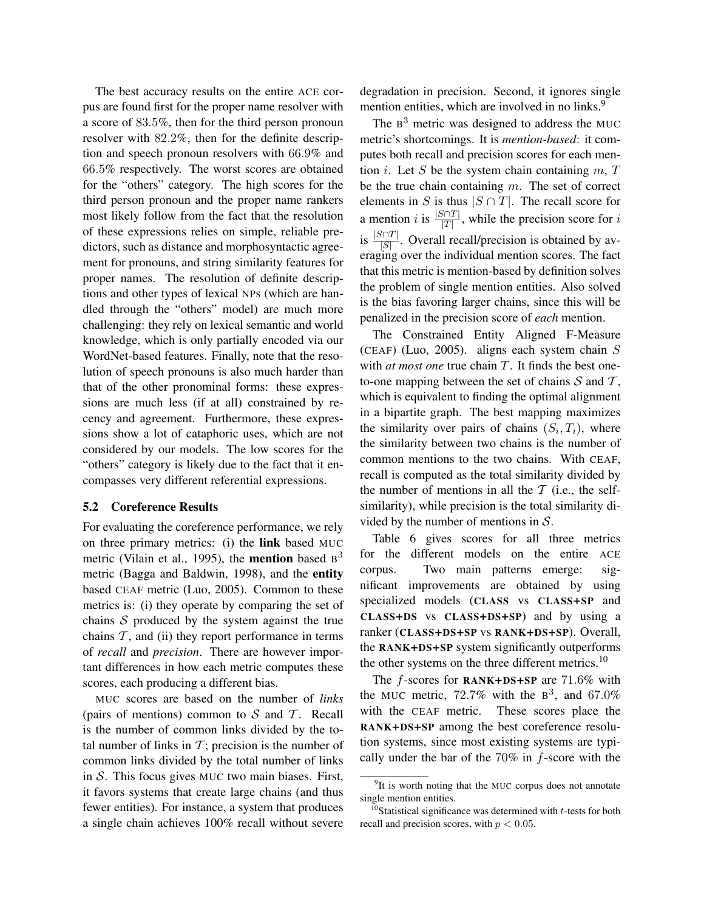The best accuracy results on the entire ACE corpus are found first for the proper name resolver with a score of 83.5%, then for the third person pronoun resolver with 82.2%, then for the definite description and speech pronoun resolvers with 66.9% and 66.5% respectively. The worst scores are obtained for the "others" category. The high scores for the third person pronoun and the proper name rankers most likely follow from the fact that the resolution of these expressions relies on simple, reliable predictors, such as distance and morphosyntactic agreement for pronouns, and string similarity features for proper names. The resolution of definite descriptions and other types of lexical NPs (which are handled through the "others" model) are much more challenging: they rely on lexical semantic and world knowledge, which is only partially encoded via our WordNet-based features. Finally, note that the resolution of speech pronouns is also much harder than that of the other pronominal forms: these expressions are much less (if at all) constrained by recency and agreement. Furthermore, these expressions show a lot of cataphoric uses, which are not considered by our models. The low scores for the "others" category is likely due to the fact that it encompasses very different referential expressions.

### 5.2 Coreference Results

For evaluating the coreference performance, we rely on three primary metrics: (i) the **link** based MUC metric (Vilain et al., 1995), the **mention** based $B^3$ metric (Bagga and Baldwin, 1998), and the **entity** based CEAF metric (Luo, 2005). Common to these metrics is: (i) they operate by comparing the set of chains $\mathcal{S}$ produced by the system against the true chains $\mathcal{T}$, and (ii) they report performance in terms of *recall* and *precision*. There are however important differences in how each metric computes these scores, each producing a different bias.

MUC scores are based on the number of *links* (pairs of mentions) common to $\mathcal{S}$ and $\mathcal{T}$. Recall is the number of common links divided by the total number of links in $\mathcal{T}$; precision is the number of common links divided by the total number of links in $\mathcal{S}$. This focus gives MUC two main biases. First, it favors systems that create large chains (and thus fewer entities). For instance, a system that produces a single chain achieves 100% recall without severe degradation in precision. Second, it ignores single mention entities, which are involved in no links.[9]

The $B^3$ metric was designed to address the MUC metric's shortcomings. It is *mention-based*: it computes both recall and precision scores for each mention $i$. Let $S$ be the system chain containing $m$, $T$ be the true chain containing $m$. The set of correct elements in $S$ is thus $|S \cap T|$. The recall score for a mention $i$ is $\frac{|S \cap T|}{|T|}$, while the precision score for $i$ is $\frac{|S \cap T|}{|S|}$. Overall recall/precision is obtained by averaging over the individual mention scores. The fact that this metric is mention-based by definition solves the problem of single mention entities. Also solved is the bias favoring larger chains, since this will be penalized in the precision score of *each* mention.

The Constrained Entity Aligned F-Measure (CEAF) (Luo, 2005). aligns each system chain $S$ with *at most one* true chain $T$. It finds the best one-to-one mapping between the set of chains $\mathcal{S}$ and $\mathcal{T}$, which is equivalent to finding the optimal alignment in a bipartite graph. The best mapping maximizes the similarity over pairs of chains $(S_i, T_i)$, where the similarity between two chains is the number of common mentions to the two chains. With CEAF, recall is computed as the total similarity divided by the number of mentions in all the $\mathcal{T}$ (i.e., the self-similarity), while precision is the total similarity divided by the number of mentions in $\mathcal{S}$.

Table 6 gives scores for all three metrics for the different models on the entire ACE corpus. Two main patterns emerge: significant improvements are obtained by using specialized models (**CLASS** vs **CLASS+SP** and **CLASS+DS** vs **CLASS+DS+SP**) and by using a ranker (**CLASS+DS+SP** vs **RANK+DS+SP**). Overall, the **RANK+DS+SP** system significantly outperforms the other systems on the three different metrics.[10]

The $f$-scores for **RANK+DS+SP** are 71.6% with the MUC metric, 72.7% with the $B^3$, and 67.0% with the CEAF metric. These scores place the **RANK+DS+SP** among the best coreference resolution systems, since most existing systems are typically under the bar of the 70% in $f$-score with the

[9] It is worth noting that the MUC corpus does not annotate single mention entities.

[10] Statistical significance was determined with $t$-tests for both recall and precision scores, with $p < 0.05$.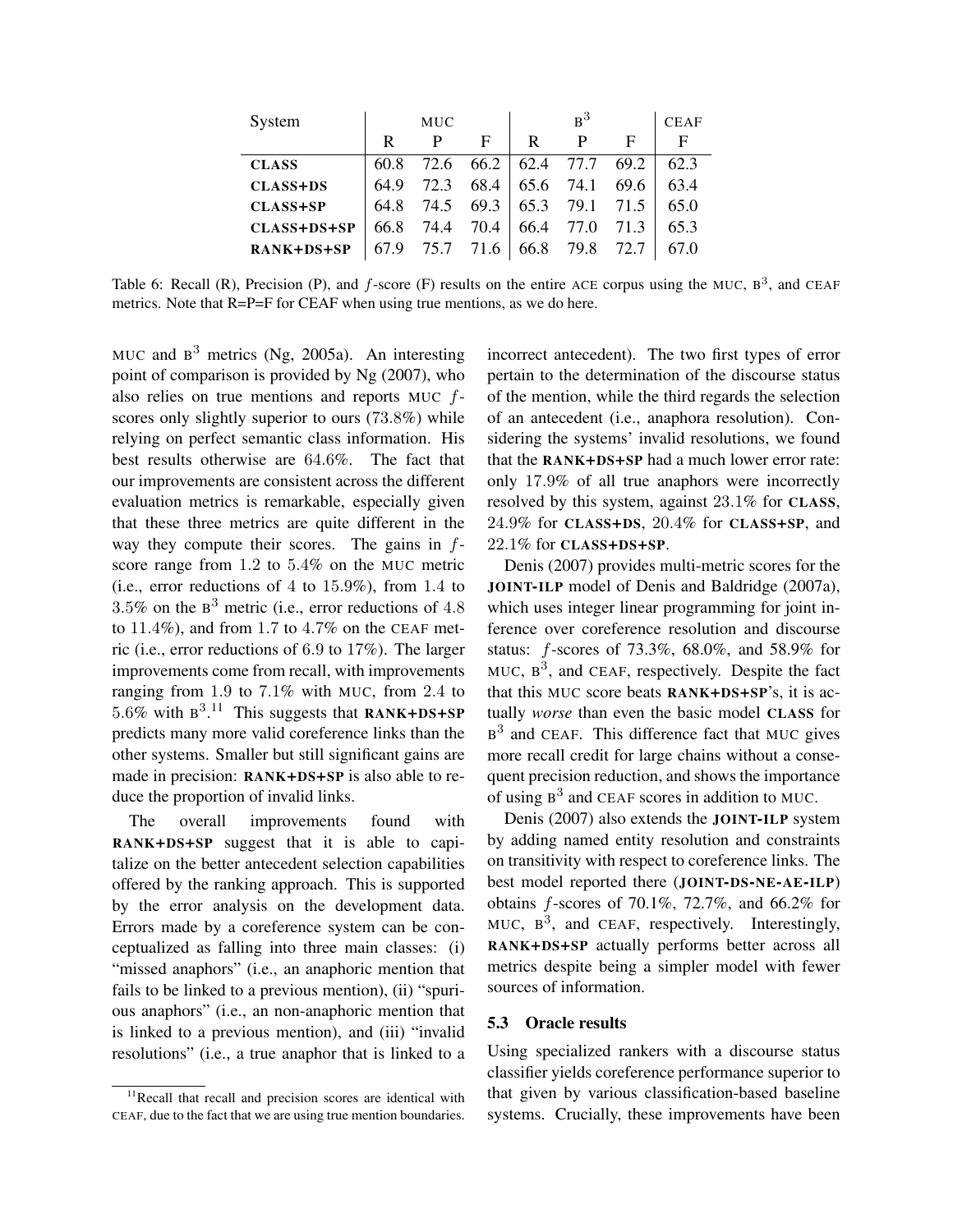| System | MUC | | | $B^3$ | | | CEAF |
|---|---|---|---|---|---|---|---|
| | R | P | F | R | P | F | F |
| **CLASS** | 60.8 | 72.6 | 66.2 | 62.4 | 77.7 | 69.2 | 62.3 |
| **CLASS+DS** | 64.9 | 72.3 | 68.4 | 65.6 | 74.1 | 69.6 | 63.4 |
| **CLASS+SP** | 64.8 | 74.5 | 69.3 | 65.3 | 79.1 | 71.5 | 65.0 |
| **CLASS+DS+SP** | 66.8 | 74.4 | 70.4 | 66.4 | 77.0 | 71.3 | 65.3 |
| **RANK+DS+SP** | 67.9 | 75.7 | 71.6 | 66.8 | 79.8 | 72.7 | 67.0 |

Table 6: Recall (R), Precision (P), and $f$-score (F) results on the entire ACE corpus using the MUC, $B^3$, and CEAF metrics. Note that R=P=F for CEAF when using true mentions, as we do here.

MUC and $B^3$ metrics (Ng, 2005a). An interesting point of comparison is provided by Ng (2007), who also relies on true mentions and reports MUC $f$-scores only slightly superior to ours (73.8%) while relying on perfect semantic class information. His best results otherwise are 64.6%. The fact that our improvements are consistent across the different evaluation metrics is remarkable, especially given that these three metrics are quite different in the way they compute their scores. The gains in $f$-score range from 1.2 to 5.4% on the MUC metric (i.e., error reductions of 4 to 15.9%), from 1.4 to 3.5% on the $B^3$ metric (i.e., error reductions of 4.8 to 11.4%), and from 1.7 to 4.7% on the CEAF metric (i.e., error reductions of 6.9 to 17%). The larger improvements come from recall, with improvements ranging from 1.9 to 7.1% with MUC, from 2.4 to 5.6% with $B^3$.[11] This suggests that **RANK+DS+SP** predicts many more valid coreference links than the other systems. Smaller but still significant gains are made in precision: **RANK+DS+SP** is also able to reduce the proportion of invalid links.

The overall improvements found with **RANK+DS+SP** suggest that it is able to capitalize on the better antecedent selection capabilities offered by the ranking approach. This is supported by the error analysis on the development data. Errors made by a coreference system can be conceptualized as falling into three main classes: (i) "missed anaphors" (i.e., an anaphoric mention that fails to be linked to a previous mention), (ii) "spurious anaphors" (i.e., an non-anaphoric mention that is linked to a previous mention), and (iii) "invalid resolutions" (i.e., a true anaphor that is linked to a incorrect antecedent). The two first types of error pertain to the determination of the discourse status of the mention, while the third regards the selection of an antecedent (i.e., anaphora resolution). Considering the systems' invalid resolutions, we found that the **RANK+DS+SP** had a much lower error rate: only 17.9% of all true anaphors were incorrectly resolved by this system, against 23.1% for **CLASS**, 24.9% for **CLASS+DS**, 20.4% for **CLASS+SP**, and 22.1% for **CLASS+DS+SP**.

Denis (2007) provides multi-metric scores for the **JOINT-ILP** model of Denis and Baldridge (2007a), which uses integer linear programming for joint inference over coreference resolution and discourse status: $f$-scores of 73.3%, 68.0%, and 58.9% for MUC, $B^3$, and CEAF, respectively. Despite the fact that this MUC score beats **RANK+DS+SP**'s, it is actually *worse* than even the basic model **CLASS** for $B^3$ and CEAF. This difference fact that MUC gives more recall credit for large chains without a consequent precision reduction, and shows the importance of using $B^3$ and CEAF scores in addition to MUC.

Denis (2007) also extends the **JOINT-ILP** system by adding named entity resolution and constraints on transitivity with respect to coreference links. The best model reported there (**JOINT-DS-NE-AE-ILP**) obtains $f$-scores of 70.1%, 72.7%, and 66.2% for MUC, $B^3$, and CEAF, respectively. Interestingly, **RANK+DS+SP** actually performs better across all metrics despite being a simpler model with fewer sources of information.

### 5.3 Oracle results

Using specialized rankers with a discourse status classifier yields coreference performance superior to that given by various classification-based baseline systems. Crucially, these improvements have been

[11] Recall that recall and precision scores are identical with CEAF, due to the fact that we are using true mention boundaries.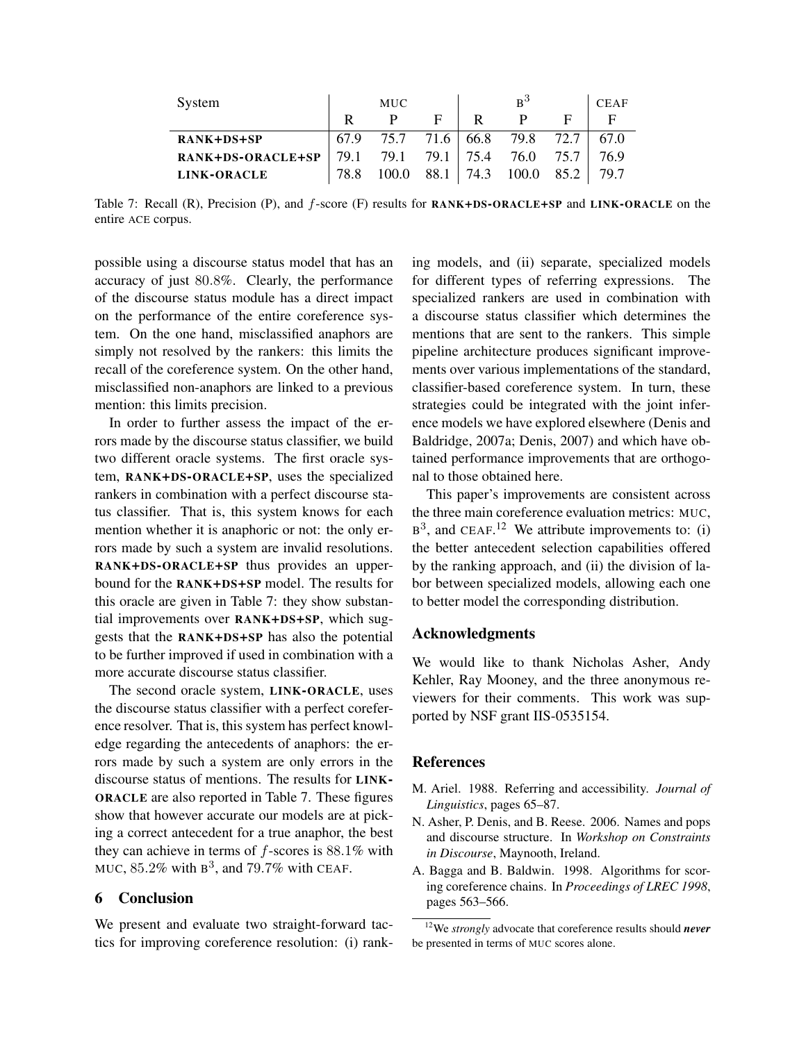| System | MUC | | | $B^3$ | | | CEAF |
|---|---|---|---|---|---|---|---|
| | R | P | F | R | P | F | F |
| **RANK+DS+SP** | 67.9 | 75.7 | 71.6 | 66.8 | 79.8 | 72.7 | 67.0 |
| **RANK+DS-ORACLE+SP** | 79.1 | 79.1 | 79.1 | 75.4 | 76.0 | 75.7 | 76.9 |
| **LINK-ORACLE** | 78.8 | 100.0 | 88.1 | 74.3 | 100.0 | 85.2 | 79.7 |

Table 7: Recall (R), Precision (P), and $f$-score (F) results for **RANK+DS-ORACLE+SP** and **LINK-ORACLE** on the entire ACE corpus.

possible using a discourse status model that has an accuracy of just 80.8%. Clearly, the performance of the discourse status module has a direct impact on the performance of the entire coreference system. On the one hand, misclassified anaphors are simply not resolved by the rankers: this limits the recall of the coreference system. On the other hand, misclassified non-anaphors are linked to a previous mention: this limits precision.

In order to further assess the impact of the errors made by the discourse status classifier, we build two different oracle systems. The first oracle system, **RANK+DS-ORACLE+SP**, uses the specialized rankers in combination with a perfect discourse status classifier. That is, this system knows for each mention whether it is anaphoric or not: the only errors made by such a system are invalid resolutions. **RANK+DS-ORACLE+SP** thus provides an upperbound for the **RANK+DS+SP** model. The results for this oracle are given in Table 7: they show substantial improvements over **RANK+DS+SP**, which suggests that the **RANK+DS+SP** has also the potential to be further improved if used in combination with a more accurate discourse status classifier.

The second oracle system, **LINK-ORACLE**, uses the discourse status classifier with a perfect coreference resolver. That is, this system has perfect knowledge regarding the antecedents of anaphors: the errors made by such a system are only errors in the discourse status of mentions. The results for **LINK-ORACLE** are also reported in Table 7. These figures show that however accurate our models are at picking a correct antecedent for a true anaphor, the best they can achieve in terms of $f$-scores is 88.1% with MUC, 85.2% with $B^3$, and 79.7% with CEAF.

## 6 Conclusion

We present and evaluate two straight-forward tactics for improving coreference resolution: (i) ranking models, and (ii) separate, specialized models for different types of referring expressions. The specialized rankers are used in combination with a discourse status classifier which determines the mentions that are sent to the rankers. This simple pipeline architecture produces significant improvements over various implementations of the standard, classifier-based coreference system. In turn, these strategies could be integrated with the joint inference models we have explored elsewhere (Denis and Baldridge, 2007a; Denis, 2007) and which have obtained performance improvements that are orthogonal to those obtained here.

This paper's improvements are consistent across the three main coreference evaluation metrics: MUC, $B^3$, and CEAF.[12] We attribute improvements to: (i) the better antecedent selection capabilities offered by the ranking approach, and (ii) the division of labor between specialized models, allowing each one to better model the corresponding distribution.

## Acknowledgments

We would like to thank Nicholas Asher, Andy Kehler, Ray Mooney, and the three anonymous reviewers for their comments. This work was supported by NSF grant IIS-0535154.

## References

M. Ariel. 1988. Referring and accessibility. *Journal of Linguistics*, pages 65–87.

N. Asher, P. Denis, and B. Reese. 2006. Names and pops and discourse structure. In *Workshop on Constraints in Discourse*, Maynooth, Ireland.

A. Bagga and B. Baldwin. 1998. Algorithms for scoring coreference chains. In *Proceedings of LREC 1998*, pages 563–566.

[12] We *strongly* advocate that coreference results should ***never*** be presented in terms of MUC scores alone.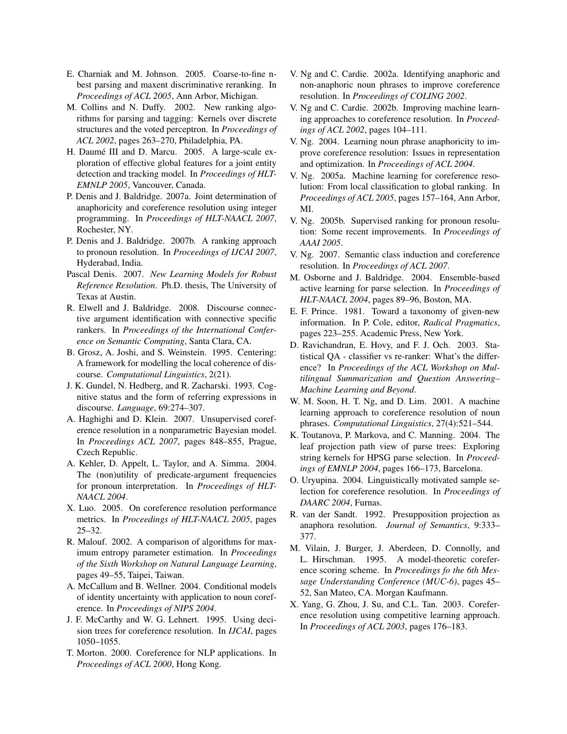E. Charniak and M. Johnson. 2005. Coarse-to-fine n-best parsing and maxent discriminative reranking. In *Proceedings of ACL 2005*, Ann Arbor, Michigan.

M. Collins and N. Duffy. 2002. New ranking algorithms for parsing and tagging: Kernels over discrete structures and the voted perceptron. In *Proceedings of ACL 2002*, pages 263–270, Philadelphia, PA.

H. Daumé III and D. Marcu. 2005. A large-scale exploration of effective global features for a joint entity detection and tracking model. In *Proceedings of HLT-EMNLP 2005*, Vancouver, Canada.

P. Denis and J. Baldridge. 2007a. Joint determination of anaphoricity and coreference resolution using integer programming. In *Proceedings of HLT-NAACL 2007*, Rochester, NY.

P. Denis and J. Baldridge. 2007b. A ranking approach to pronoun resolution. In *Proceedings of IJCAI 2007*, Hyderabad, India.

Pascal Denis. 2007. *New Learning Models for Robust Reference Resolution*. Ph.D. thesis, The University of Texas at Austin.

R. Elwell and J. Baldridge. 2008. Discourse connective argument identification with connective specific rankers. In *Proceedings of the International Conference on Semantic Computing*, Santa Clara, CA.

B. Grosz, A. Joshi, and S. Weinstein. 1995. Centering: A framework for modelling the local coherence of discourse. *Computational Linguistics*, 2(21).

J. K. Gundel, N. Hedberg, and R. Zacharski. 1993. Cognitive status and the form of referring expressions in discourse. *Language*, 69:274–307.

A. Haghighi and D. Klein. 2007. Unsupervised coreference resolution in a nonparametric Bayesian model. In *Proceedings ACL 2007*, pages 848–855, Prague, Czech Republic.

A. Kehler, D. Appelt, L. Taylor, and A. Simma. 2004. The (non)utility of predicate-argument frequencies for pronoun interpretation. In *Proceedings of HLT-NAACL 2004*.

X. Luo. 2005. On coreference resolution performance metrics. In *Proceedings of HLT-NAACL 2005*, pages 25–32.

R. Malouf. 2002. A comparison of algorithms for maximum entropy parameter estimation. In *Proceedings of the Sixth Workshop on Natural Language Learning*, pages 49–55, Taipei, Taiwan.

A. McCallum and B. Wellner. 2004. Conditional models of identity uncertainty with application to noun coreference. In *Proceedings of NIPS 2004*.

J. F. McCarthy and W. G. Lehnert. 1995. Using decision trees for coreference resolution. In *IJCAI*, pages 1050–1055.

T. Morton. 2000. Coreference for NLP applications. In *Proceedings of ACL 2000*, Hong Kong.

V. Ng and C. Cardie. 2002a. Identifying anaphoric and non-anaphoric noun phrases to improve coreference resolution. In *Proceedings of COLING 2002*.

V. Ng and C. Cardie. 2002b. Improving machine learning approaches to coreference resolution. In *Proceedings of ACL 2002*, pages 104–111.

V. Ng. 2004. Learning noun phrase anaphoricity to improve coreference resolution: Issues in representation and optimization. In *Proceedings of ACL 2004*.

V. Ng. 2005a. Machine learning for coreference resolution: From local classification to global ranking. In *Proceedings of ACL 2005*, pages 157–164, Ann Arbor, MI.

V. Ng. 2005b. Supervised ranking for pronoun resolution: Some recent improvements. In *Proceedings of AAAI 2005*.

V. Ng. 2007. Semantic class induction and coreference resolution. In *Proceedings of ACL 2007*.

M. Osborne and J. Baldridge. 2004. Ensemble-based active learning for parse selection. In *Proceedings of HLT-NAACL 2004*, pages 89–96, Boston, MA.

E. F. Prince. 1981. Toward a taxonomy of given-new information. In P. Cole, editor, *Radical Pragmatics*, pages 223–255. Academic Press, New York.

D. Ravichandran, E. Hovy, and F. J. Och. 2003. Statistical QA - classifier vs re-ranker: What's the difference? In *Proceedings of the ACL Workshop on Multilingual Summarization and Question Answering–Machine Learning and Beyond*.

W. M. Soon, H. T. Ng, and D. Lim. 2001. A machine learning approach to coreference resolution of noun phrases. *Computational Linguistics*, 27(4):521–544.

K. Toutanova, P. Markova, and C. Manning. 2004. The leaf projection path view of parse trees: Exploring string kernels for HPSG parse selection. In *Proceedings of EMNLP 2004*, pages 166–173, Barcelona.

O. Uryupina. 2004. Linguistically motivated sample selection for coreference resolution. In *Proceedings of DAARC 2004*, Furnas.

R. van der Sandt. 1992. Presupposition projection as anaphora resolution. *Journal of Semantics*, 9:333–377.

M. Vilain, J. Burger, J. Aberdeen, D. Connolly, and L. Hirschman. 1995. A model-theoretic coreference scoring scheme. In *Proceedings fo the 6th Message Understanding Conference (MUC-6)*, pages 45–52, San Mateo, CA. Morgan Kaufmann.

X. Yang, G. Zhou, J. Su, and C.L. Tan. 2003. Coreference resolution using competitive learning approach. In *Proceedings of ACL 2003*, pages 176–183.